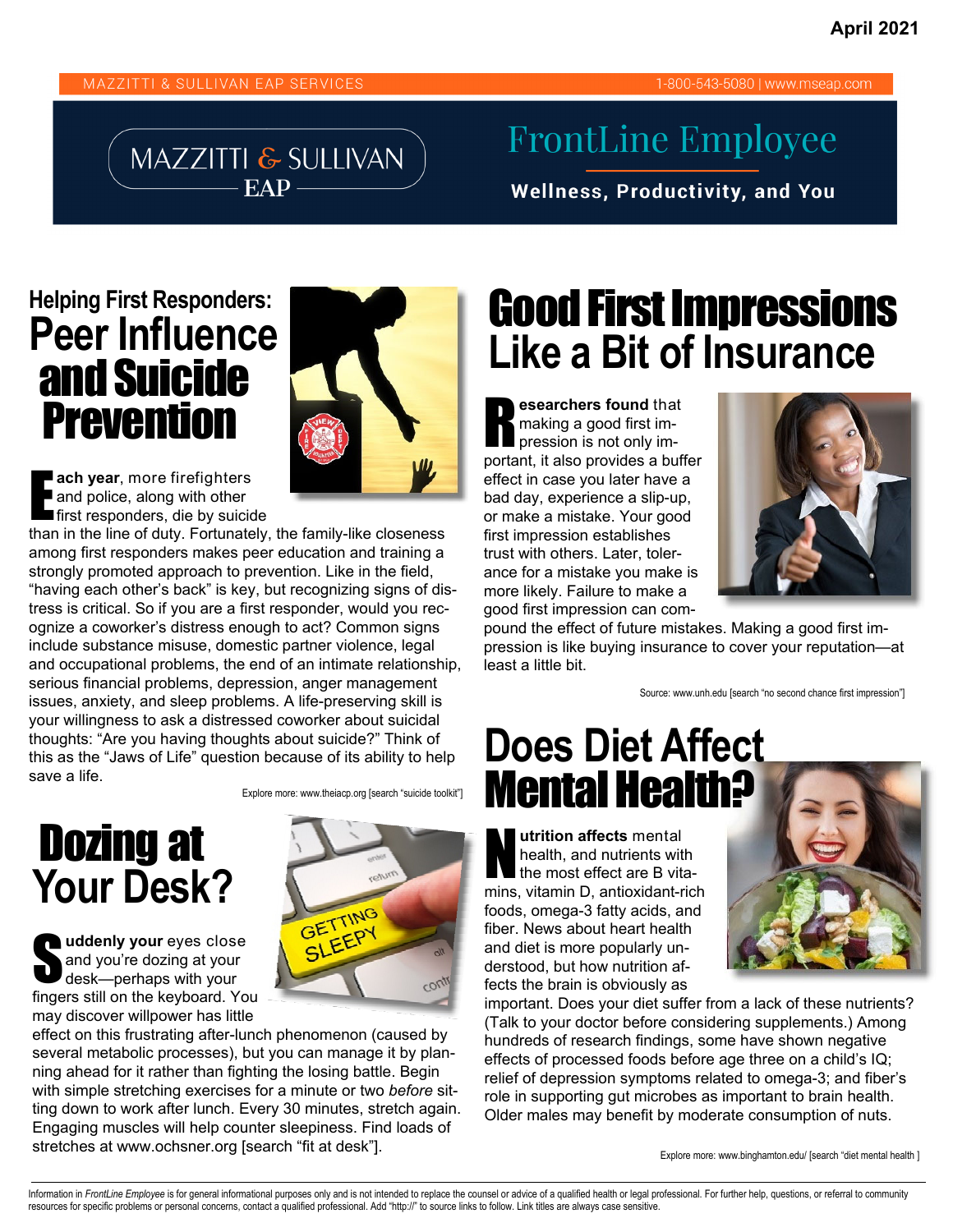April 2021

MAZZITTI & SULLIVAN EAP SERVICES 1-800-543-5080 | www.mseap.com

# FrontLine Employee

**Wellness, Productivity, and You**

## Helping First Responders: Peer Influence and Suicide Prevention

**Each year**, more firefighters and police, along with other first responders, die by suicide than in the line of duty. Fortunately, the family-like closeness among first responders makes peer education and training a strongly promoted approach to prevention. Like in the field, "having each other's back" is key, but recognizing signs of distress is critical. So if you are a first responder, would you recognize a coworker's distress enough to act? Common signs include substance misuse, domestic partner violence, legal and occupational problems, the end of an intimate relationship, serious financial problems, depression, anger management issues, anxiety, and sleep problems. A life-preserving skill is your willingness to ask a distressed coworker about suicidal thoughts: "Are you having thoughts about suicide?" Think of this as the "Jaws of Life" question because of its ability to help save a life.

Explore more: www.theiacp.org [search "suicide toolkit"]

## Dozing at Your Desk?

**Suddenly your** eyes close and you're dozing at your desk—perhaps with your fingers still on the keyboard. You may discover willpower has little effect on this frustrating after-lunch phenomenon (caused by several metabolic processes), but you can manage it by planning ahead for it rather than fighting the losing battle. Begin with simple stretching exercises for a minute or two *before* sitting down to work after lunch. Every 30 minutes, stretch again. Engaging muscles will help counter sleepiness. Find loads of stretches at www.ochsner.org [search "fit at desk"].

## Good First Impressions Like a Bit of Insurance

**Researchers found** that making a good first impression is not only important, it also provides a buffer effect in case you later have a bad day, experience a slip-up, or make a mistake. Your good first impression establishes trust with others. Later, tolerance for a mistake you make is more likely. Failure to make a good first impression can compound the effect of future mistakes. Making a good first impression is like buying insurance to cover your reputation—at least a little bit.

Source: www.unh.edu [search "no second chance first impression"]

## Does Diet Affect Mental Health?

**Nutrition affects** mental health, and nutrients with the most effect are B vitamins, vitamin D, antioxidant-rich foods, omega-3 fatty acids, and fiber. News about heart health and diet is more popularly understood, but how nutrition affects the brain is obviously as important. Does your diet suffer from a lack of these nutrients? (Talk to your doctor before considering supplements.) Among hundreds of research findings, some have shown negative effects of processed foods before age three on a child's IQ; relief of depression symptoms related to omega-3; and fiber's role in supporting gut microbes as important to brain health. Older males may benefit by moderate consumption of nuts.

Explore more: www.binghamton.edu/ [search "diet mental health ]

Information in *FrontLine Employee* is for general informational purposes only and is not intended to replace the counsel or advice of a qualified health or legal professional. For further help, questions, or referral to community resources for specific problems or personal concerns, contact a qualified professional. Add "http://" to source links to follow. Link titles are always case sensitive.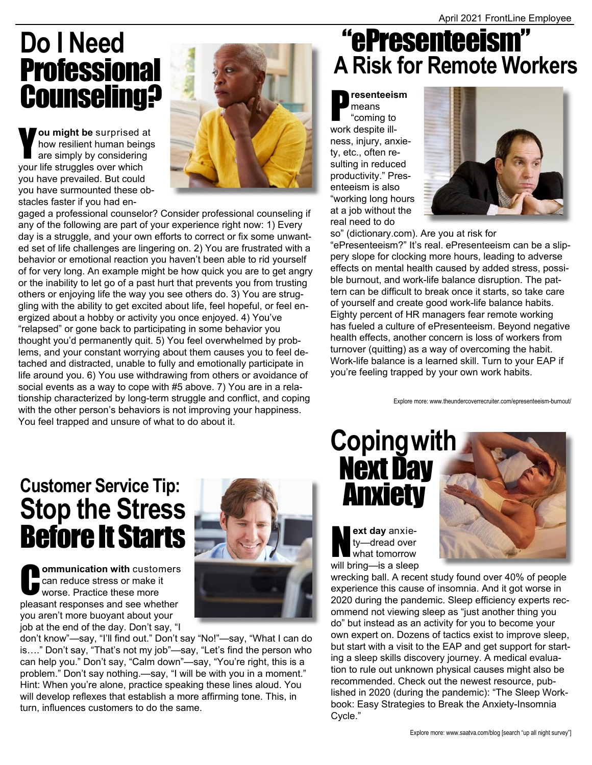# Do I Need Professional Counseling?

**You might be** surprised at how resilient human beings are simply by considering your life struggles over which you have prevailed. But could you have surmounted these obstacles faster if you had engaged a professional counselor? Consider professional counseling if any of the following are part of your experience right now: 1) Every day is a struggle, and your own efforts to correct or fix some unwanted set of life challenges are lingering on. 2) You are frustrated with a behavior or emotional reaction you haven't been able to rid yourself of for very long. An example might be how quick you are to get angry or the inability to let go of a past hurt that prevents you from trusting others or enjoying life the way you see others do. 3) You are struggling with the ability to get excited about life, feel hopeful, or feel energized about a hobby or activity you once enjoyed. 4) You've "relapsed" or gone back to participating in some behavior you thought you'd permanently quit. 5) You feel overwhelmed by problems, and your constant worrying about them causes you to feel detached and distracted, unable to fully and emotionally participate in life around you. 6) You use withdrawing from others or avoidance of social events as a way to cope with #5 above. 7) You are in a relationship characterized by long-term struggle and conflict, and coping with the other person's behaviors is not improving your happiness. You feel trapped and unsure of what to do about it.

# "ePresenteeism" A Risk for Remote Workers

**Presenteeism** means "coming to work despite illness, injury, anxiety, etc., often resulting in reduced productivity." Presenteeism is also "working long hours at a job without the real need to do so" (dictionary.com). Are you at risk for "ePresenteeism?" It's real. ePresenteeism can be a slippery slope for clocking more hours, leading to adverse effects on mental health caused by added stress, possible burnout, and work-life balance disruption. The pattern can be difficult to break once it starts, so take care of yourself and create good work-life balance habits. Eighty percent of HR managers fear remote working has fueled a culture of ePresenteeism. Beyond negative health effects, another concern is loss of workers from turnover (quitting) as a way of overcoming the habit. Work-life balance is a learned skill. Turn to your EAP if you're feeling trapped by your own work habits.

Explore more: www.theundercoverrecruiter.com/epresenteeism-burnout/

# Customer Service Tip: Stop the Stress Before It Starts

**Communication with** customers can reduce stress or make it worse. Practice these more pleasant responses and see whether you aren't more buoyant about your job at the end of the day. Don't say, "I don't know"—say, "I'll find out." Don't say "No!"—say, "What I can do is…." Don't say, "That's not my job"—say, "Let's find the person who can help you." Don't say, "Calm down"—say, "You're right, this is a problem." Don't say nothing.—say, "I will be with you in a moment." Hint: When you're alone, practice speaking these lines aloud. You will develop reflexes that establish a more affirming tone. This, in turn, influences customers to do the same.

# Coping with Next Day Anxiety

**Next day** anxiety—dread over what tomorrow will bring—is a sleep wrecking ball. A recent study found over 40% of people experience this cause of insomnia. And it got worse in 2020 during the pandemic. Sleep efficiency experts recommend not viewing sleep as "just another thing you do" but instead as an activity for you to become your own expert on. Dozens of tactics exist to improve sleep, but start with a visit to the EAP and get support for starting a sleep skills discovery journey. A medical evaluation to rule out unknown physical causes might also be recommended. Check out the newest resource, published in 2020 (during the pandemic): "The Sleep Workbook: Easy Strategies to Break the Anxiety-Insomnia Cycle."

Explore more: www.saatva.com/blog [search "up all night survey"]